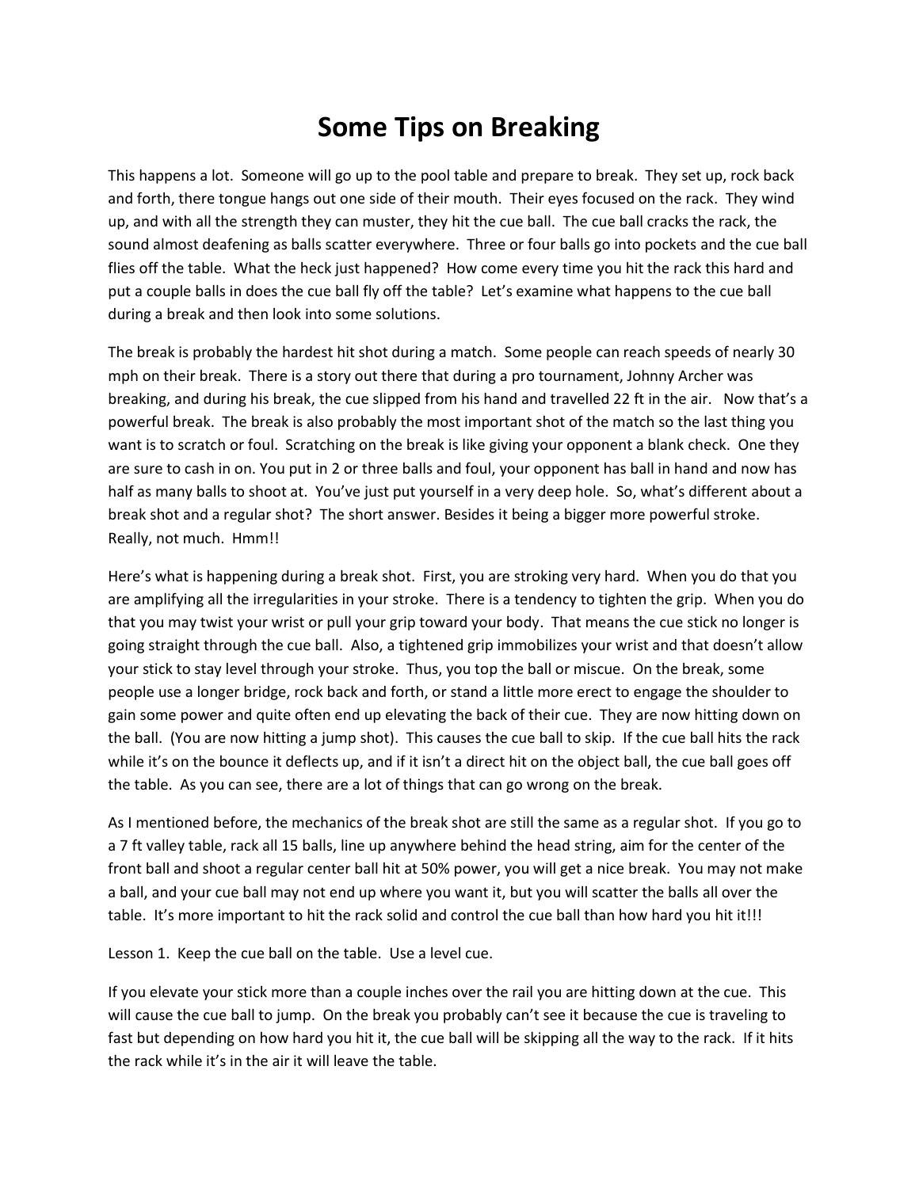# Some Tips on Breaking

This happens a lot. Someone will go up to the pool table and prepare to break. They set up, rock back and forth, there tongue hangs out one side of their mouth. Their eyes focused on the rack. They wind up, and with all the strength they can muster, they hit the cue ball. The cue ball cracks the rack, the sound almost deafening as balls scatter everywhere. Three or four balls go into pockets and the cue ball flies off the table. What the heck just happened? How come every time you hit the rack this hard and put a couple balls in does the cue ball fly off the table? Let's examine what happens to the cue ball during a break and then look into some solutions.

The break is probably the hardest hit shot during a match. Some people can reach speeds of nearly 30 mph on their break. There is a story out there that during a pro tournament, Johnny Archer was breaking, and during his break, the cue slipped from his hand and travelled 22 ft in the air. Now that's a powerful break. The break is also probably the most important shot of the match so the last thing you want is to scratch or foul. Scratching on the break is like giving your opponent a blank check. One they are sure to cash in on. You put in 2 or three balls and foul, your opponent has ball in hand and now has half as many balls to shoot at. You've just put yourself in a very deep hole. So, what's different about a break shot and a regular shot? The short answer. Besides it being a bigger more powerful stroke. Really, not much. Hmm!!

Here's what is happening during a break shot. First, you are stroking very hard. When you do that you are amplifying all the irregularities in your stroke. There is a tendency to tighten the grip. When you do that you may twist your wrist or pull your grip toward your body. That means the cue stick no longer is going straight through the cue ball. Also, a tightened grip immobilizes your wrist and that doesn't allow your stick to stay level through your stroke. Thus, you top the ball or miscue. On the break, some people use a longer bridge, rock back and forth, or stand a little more erect to engage the shoulder to gain some power and quite often end up elevating the back of their cue. They are now hitting down on the ball. (You are now hitting a jump shot). This causes the cue ball to skip. If the cue ball hits the rack while it's on the bounce it deflects up, and if it isn't a direct hit on the object ball, the cue ball goes off the table. As you can see, there are a lot of things that can go wrong on the break.

As I mentioned before, the mechanics of the break shot are still the same as a regular shot. If you go to a 7 ft valley table, rack all 15 balls, line up anywhere behind the head string, aim for the center of the front ball and shoot a regular center ball hit at 50% power, you will get a nice break. You may not make a ball, and your cue ball may not end up where you want it, but you will scatter the balls all over the table. It's more important to hit the rack solid and control the cue ball than how hard you hit it!!!

Lesson 1. Keep the cue ball on the table. Use a level cue.

If you elevate your stick more than a couple inches over the rail you are hitting down at the cue. This will cause the cue ball to jump. On the break you probably can't see it because the cue is traveling to fast but depending on how hard you hit it, the cue ball will be skipping all the way to the rack. If it hits the rack while it's in the air it will leave the table.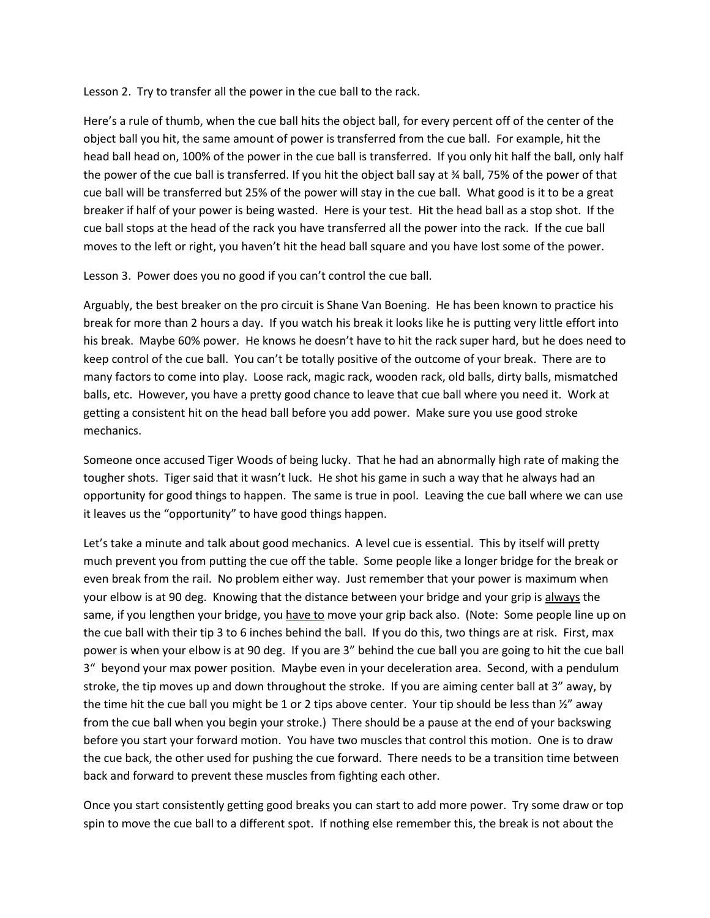Lesson 2. Try to transfer all the power in the cue ball to the rack.

Here's a rule of thumb, when the cue ball hits the object ball, for every percent off of the center of the object ball you hit, the same amount of power is transferred from the cue ball. For example, hit the head ball head on, 100% of the power in the cue ball is transferred. If you only hit half the ball, only half the power of the cue ball is transferred. If you hit the object ball say at ¾ ball, 75% of the power of that cue ball will be transferred but 25% of the power will stay in the cue ball. What good is it to be a great breaker if half of your power is being wasted. Here is your test. Hit the head ball as a stop shot. If the cue ball stops at the head of the rack you have transferred all the power into the rack. If the cue ball moves to the left or right, you haven't hit the head ball square and you have lost some of the power.

Lesson 3. Power does you no good if you can't control the cue ball.

Arguably, the best breaker on the pro circuit is Shane Van Boening. He has been known to practice his break for more than 2 hours a day. If you watch his break it looks like he is putting very little effort into his break. Maybe 60% power. He knows he doesn't have to hit the rack super hard, but he does need to keep control of the cue ball. You can't be totally positive of the outcome of your break. There are to many factors to come into play. Loose rack, magic rack, wooden rack, old balls, dirty balls, mismatched balls, etc. However, you have a pretty good chance to leave that cue ball where you need it. Work at getting a consistent hit on the head ball before you add power. Make sure you use good stroke mechanics.

Someone once accused Tiger Woods of being lucky. That he had an abnormally high rate of making the tougher shots. Tiger said that it wasn't luck. He shot his game in such a way that he always had an opportunity for good things to happen. The same is true in pool. Leaving the cue ball where we can use it leaves us the "opportunity" to have good things happen.

Let's take a minute and talk about good mechanics. A level cue is essential. This by itself will pretty much prevent you from putting the cue off the table. Some people like a longer bridge for the break or even break from the rail. No problem either way. Just remember that your power is maximum when your elbow is at 90 deg. Knowing that the distance between your bridge and your grip is <u>always</u> the same, if you lengthen your bridge, you <u>have to</u> move your grip back also. (Note: Some people line up on the cue ball with their tip 3 to 6 inches behind the ball. If you do this, two things are at risk. First, max power is when your elbow is at 90 deg. If you are 3" behind the cue ball you are going to hit the cue ball 3" beyond your max power position. Maybe even in your deceleration area. Second, with a pendulum stroke, the tip moves up and down throughout the stroke. If you are aiming center ball at 3" away, by the time hit the cue ball you might be 1 or 2 tips above center. Your tip should be less than ½" away from the cue ball when you begin your stroke.) There should be a pause at the end of your backswing before you start your forward motion. You have two muscles that control this motion. One is to draw the cue back, the other used for pushing the cue forward. There needs to be a transition time between back and forward to prevent these muscles from fighting each other.

Once you start consistently getting good breaks you can start to add more power. Try some draw or top spin to move the cue ball to a different spot. If nothing else remember this, the break is not about the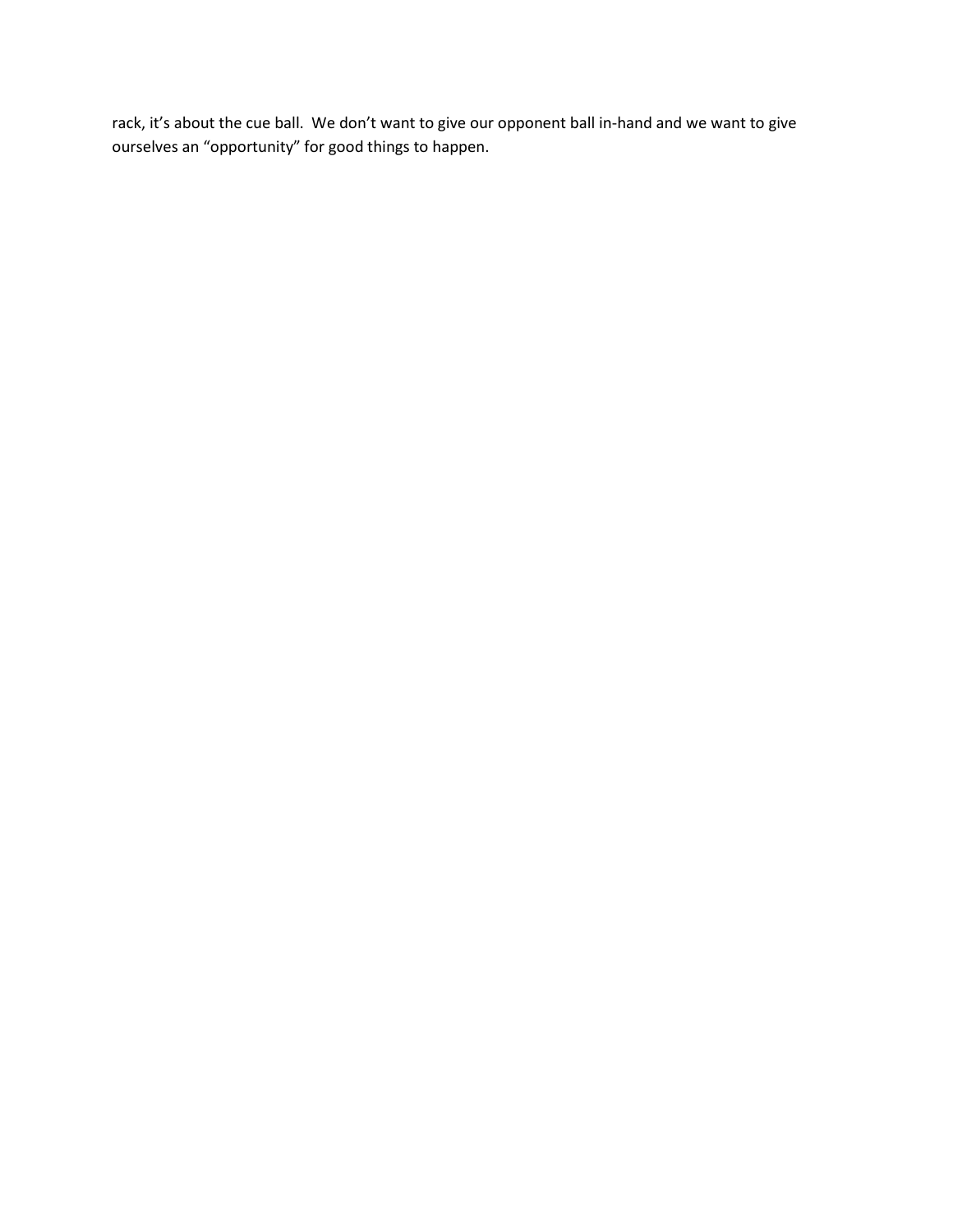rack, it's about the cue ball. We don't want to give our opponent ball in-hand and we want to give ourselves an "opportunity" for good things to happen.